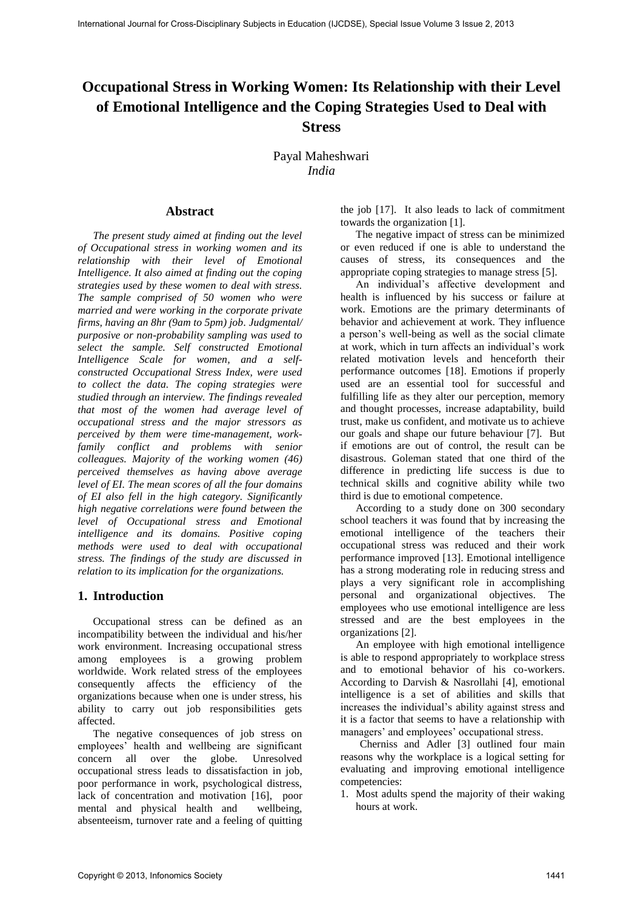# Occupational Stress in Working Women: Its Relationship with their Level of Emotional Intelligence and the Coping Strategies Used to Deal with Stress

Payal Maheshwari
*India*

## Abstract

*The present study aimed at finding out the level of Occupational stress in working women and its relationship with their level of Emotional Intelligence. It also aimed at finding out the coping strategies used by these women to deal with stress. The sample comprised of 50 women who were married and were working in the corporate private firms, having an 8hr (9am to 5pm) job. Judgmental/ purposive or non-probability sampling was used to select the sample. Self constructed Emotional Intelligence Scale for women, and a self-constructed Occupational Stress Index, were used to collect the data. The coping strategies were studied through an interview. The findings revealed that most of the women had average level of occupational stress and the major stressors as perceived by them were time-management, work-family conflict and problems with senior colleagues. Majority of the working women (46) perceived themselves as having above average level of EI. The mean scores of all the four domains of EI also fell in the high category. Significantly high negative correlations were found between the level of Occupational stress and Emotional intelligence and its domains. Positive coping methods were used to deal with occupational stress. The findings of the study are discussed in relation to its implication for the organizations.*

## 1. Introduction

Occupational stress can be defined as an incompatibility between the individual and his/her work environment. Increasing occupational stress among employees is a growing problem worldwide. Work related stress of the employees consequently affects the efficiency of the organizations because when one is under stress, his ability to carry out job responsibilities gets affected.

The negative consequences of job stress on employees' health and wellbeing are significant concern all over the globe. Unresolved occupational stress leads to dissatisfaction in job, poor performance in work, psychological distress, lack of concentration and motivation [16], poor mental and physical health and wellbeing, absenteeism, turnover rate and a feeling of quitting the job [17]. It also leads to lack of commitment towards the organization [1].

The negative impact of stress can be minimized or even reduced if one is able to understand the causes of stress, its consequences and the appropriate coping strategies to manage stress [5].

An individual's affective development and health is influenced by his success or failure at work. Emotions are the primary determinants of behavior and achievement at work. They influence a person's well-being as well as the social climate at work, which in turn affects an individual's work related motivation levels and henceforth their performance outcomes [18]. Emotions if properly used are an essential tool for successful and fulfilling life as they alter our perception, memory and thought processes, increase adaptability, build trust, make us confident, and motivate us to achieve our goals and shape our future behaviour [7]. But if emotions are out of control, the result can be disastrous. Goleman stated that one third of the difference in predicting life success is due to technical skills and cognitive ability while two third is due to emotional competence.

According to a study done on 300 secondary school teachers it was found that by increasing the emotional intelligence of the teachers their occupational stress was reduced and their work performance improved [13]. Emotional intelligence has a strong moderating role in reducing stress and plays a very significant role in accomplishing personal and organizational objectives. The employees who use emotional intelligence are less stressed and are the best employees in the organizations [2].

An employee with high emotional intelligence is able to respond appropriately to workplace stress and to emotional behavior of his co-workers. According to Darvish & Nasrollahi [4], emotional intelligence is a set of abilities and skills that increases the individual's ability against stress and it is a factor that seems to have a relationship with managers' and employees' occupational stress.

Cherniss and Adler [3] outlined four main reasons why the workplace is a logical setting for evaluating and improving emotional intelligence competencies:

1. Most adults spend the majority of their waking hours at work.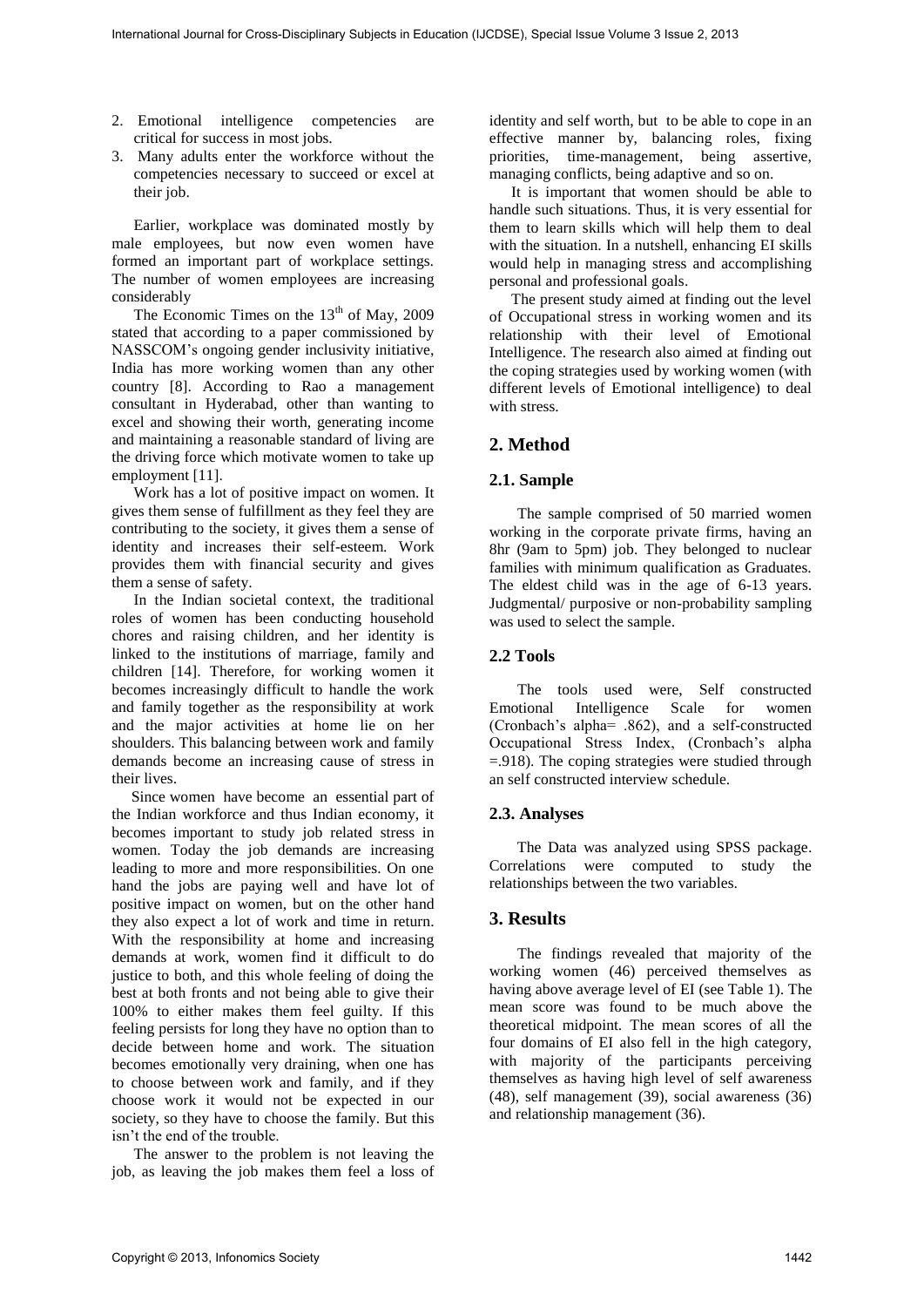2. Emotional intelligence competencies are critical for success in most jobs.
3. Many adults enter the workforce without the competencies necessary to succeed or excel at their job.

Earlier, workplace was dominated mostly by male employees, but now even women have formed an important part of workplace settings. The number of women employees are increasing considerably

The Economic Times on the 13th of May, 2009 stated that according to a paper commissioned by NASSCOM's ongoing gender inclusivity initiative, India has more working women than any other country [8]. According to Rao a management consultant in Hyderabad, other than wanting to excel and showing their worth, generating income and maintaining a reasonable standard of living are the driving force which motivate women to take up employment [11].

Work has a lot of positive impact on women. It gives them sense of fulfillment as they feel they are contributing to the society, it gives them a sense of identity and increases their self-esteem. Work provides them with financial security and gives them a sense of safety.

In the Indian societal context, the traditional roles of women has been conducting household chores and raising children, and her identity is linked to the institutions of marriage, family and children [14]. Therefore, for working women it becomes increasingly difficult to handle the work and family together as the responsibility at work and the major activities at home lie on her shoulders. This balancing between work and family demands become an increasing cause of stress in their lives.

Since women have become an essential part of the Indian workforce and thus Indian economy, it becomes important to study job related stress in women. Today the job demands are increasing leading to more and more responsibilities. On one hand the jobs are paying well and have lot of positive impact on women, but on the other hand they also expect a lot of work and time in return. With the responsibility at home and increasing demands at work, women find it difficult to do justice to both, and this whole feeling of doing the best at both fronts and not being able to give their 100% to either makes them feel guilty. If this feeling persists for long they have no option than to decide between home and work. The situation becomes emotionally very draining, when one has to choose between work and family, and if they choose work it would not be expected in our society, so they have to choose the family. But this isn't the end of the trouble.

The answer to the problem is not leaving the job, as leaving the job makes them feel a loss of identity and self worth, but to be able to cope in an effective manner by, balancing roles, fixing priorities, time-management, being assertive, managing conflicts, being adaptive and so on.

It is important that women should be able to handle such situations. Thus, it is very essential for them to learn skills which will help them to deal with the situation. In a nutshell, enhancing EI skills would help in managing stress and accomplishing personal and professional goals.

The present study aimed at finding out the level of Occupational stress in working women and its relationship with their level of Emotional Intelligence. The research also aimed at finding out the coping strategies used by working women (with different levels of Emotional intelligence) to deal with stress.

## 2. Method

### 2.1. Sample

The sample comprised of 50 married women working in the corporate private firms, having an 8hr (9am to 5pm) job. They belonged to nuclear families with minimum qualification as Graduates. The eldest child was in the age of 6-13 years. Judgmental/ purposive or non-probability sampling was used to select the sample.

### 2.2 Tools

The tools used were, Self constructed Emotional Intelligence Scale for women (Cronbach's alpha= .862), and a self-constructed Occupational Stress Index, (Cronbach's alpha =.918). The coping strategies were studied through an self constructed interview schedule.

### 2.3. Analyses

The Data was analyzed using SPSS package. Correlations were computed to study the relationships between the two variables.

## 3. Results

The findings revealed that majority of the working women (46) perceived themselves as having above average level of EI (see Table 1). The mean score was found to be much above the theoretical midpoint. The mean scores of all the four domains of EI also fell in the high category, with majority of the participants perceiving themselves as having high level of self awareness (48), self management (39), social awareness (36) and relationship management (36).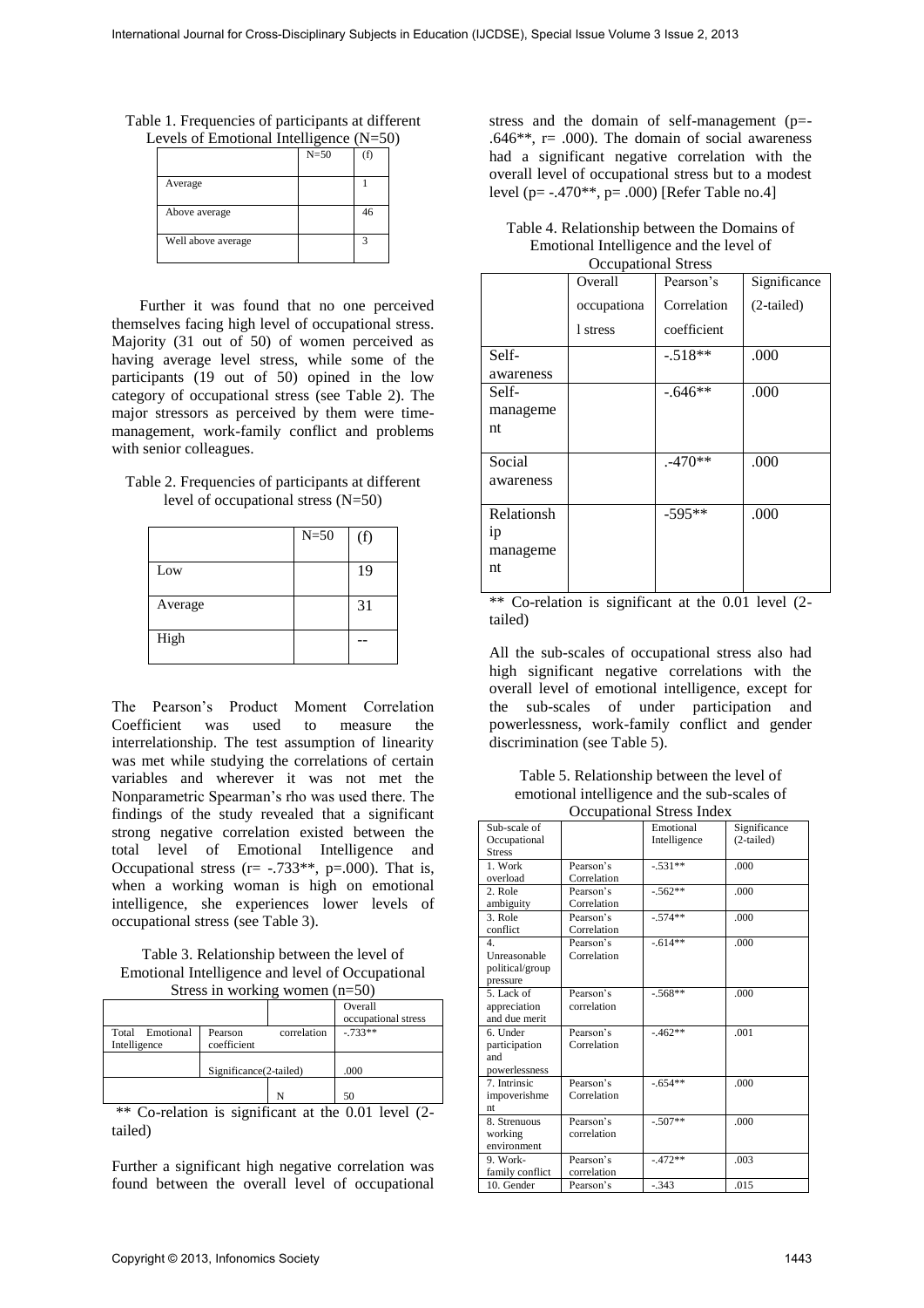Table 1. Frequencies of participants at different Levels of Emotional Intelligence (N=50)

| | N=50 | (f) |
|---|---|---|
| Average | | 1 |
| Above average | | 46 |
| Well above average | | 3 |

Further it was found that no one perceived themselves facing high level of occupational stress. Majority (31 out of 50) of women perceived as having average level stress, while some of the participants (19 out of 50) opined in the low category of occupational stress (see Table 2). The major stressors as perceived by them were time-management, work-family conflict and problems with senior colleagues.

Table 2. Frequencies of participants at different level of occupational stress (N=50)

| | N=50 | (f) |
|---|---|---|
| Low | | 19 |
| Average | | 31 |
| High | | -- |

The Pearson's Product Moment Correlation Coefficient was used to measure the interrelationship. The test assumption of linearity was met while studying the correlations of certain variables and wherever it was not met the Nonparametric Spearman's rho was used there. The findings of the study revealed that a significant strong negative correlation existed between the total level of Emotional Intelligence and Occupational stress (r= -.733**, p=.000). That is, when a working woman is high on emotional intelligence, she experiences lower levels of occupational stress (see Table 3).

Table 3. Relationship between the level of Emotional Intelligence and level of Occupational Stress in working women (n=50)

| | | | Overall occupational stress |
|---|---|---|---|
| Total Emotional Intelligence | Pearson coefficient | correlation | -.733** |
| | Significance(2-tailed) | | .000 |
| | | N | 50 |

** Co-relation is significant at the 0.01 level (2-tailed)

Further a significant high negative correlation was found between the overall level of occupational stress and the domain of self-management (p=-.646**, r= .000). The domain of social awareness had a significant negative correlation with the overall level of occupational stress but to a modest level (p= -.470**, p= .000) [Refer Table no.4]

Table 4. Relationship between the Domains of Emotional Intelligence and the level of Occupational Stress

| | Overall occupational stress | Pearson's Correlation coefficient | Significance (2-tailed) |
|---|---|---|---|
| Self-awareness | | -.518** | .000 |
| Self-management | | -.646** | .000 |
| Social awareness | | .-470** | .000 |
| Relationship management | | -595** | .000 |

** Co-relation is significant at the 0.01 level (2-tailed)

All the sub-scales of occupational stress also had high significant negative correlations with the overall level of emotional intelligence, except for the sub-scales of under participation and powerlessness, work-family conflict and gender discrimination (see Table 5).

Table 5. Relationship between the level of emotional intelligence and the sub-scales of Occupational Stress Index

| Sub-scale of Occupational Stress | | Emotional Intelligence | Significance (2-tailed) |
|---|---|---|---|
| 1. Work overload | Pearson's Correlation | -.531** | .000 |
| 2. Role ambiguity | Pearson's Correlation | -.562** | .000 |
| 3. Role conflict | Pearson's Correlation | -.574** | .000 |
| 4. Unreasonable political/group pressure | Pearson's Correlation | -.614** | .000 |
| 5. Lack of appreciation and due merit | Pearson's correlation | -.568** | .000 |
| 6. Under participation and powerlessness | Pearson's Correlation | -.462** | .001 |
| 7. Intrinsic impoverishment | Pearson's Correlation | -.654** | .000 |
| 8. Strenuous working environment | Pearson's correlation | -.507** | .000 |
| 9. Work-family conflict | Pearson's correlation | -.472** | .003 |
| 10. Gender | Pearson's | -.343 | .015 |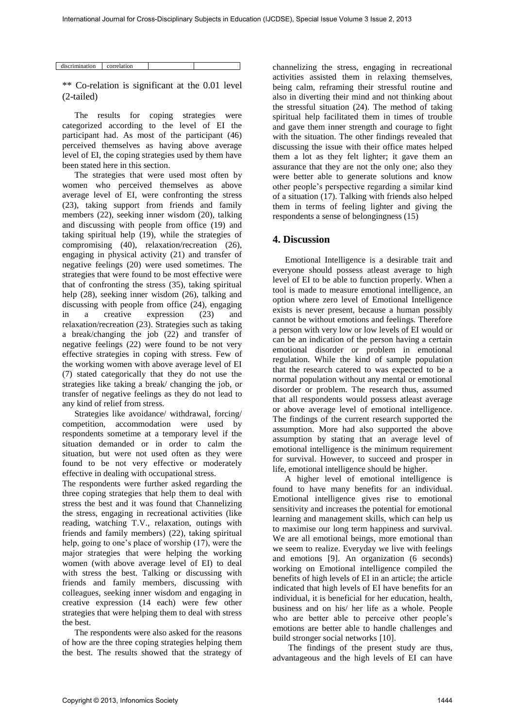| discrimination | correlation | | |
|---|---|---|---|

** Co-relation is significant at the 0.01 level (2-tailed)

The results for coping strategies were categorized according to the level of EI the participant had. As most of the participant (46) perceived themselves as having above average level of EI, the coping strategies used by them have been stated here in this section.

The strategies that were used most often by women who perceived themselves as above average level of EI, were confronting the stress (23), taking support from friends and family members (22), seeking inner wisdom (20), talking and discussing with people from office (19) and taking spiritual help (19), while the strategies of compromising (40), relaxation/recreation (26), engaging in physical activity (21) and transfer of negative feelings (20) were used sometimes. The strategies that were found to be most effective were that of confronting the stress (35), taking spiritual help (28), seeking inner wisdom (26), talking and discussing with people from office (24), engaging in a creative expression (23) and relaxation/recreation (23). Strategies such as taking a break/changing the job (22) and transfer of negative feelings (22) were found to be not very effective strategies in coping with stress. Few of the working women with above average level of EI (7) stated categorically that they do not use the strategies like taking a break/ changing the job, or transfer of negative feelings as they do not lead to any kind of relief from stress.

Strategies like avoidance/ withdrawal, forcing/ competition, accommodation were used by respondents sometime at a temporary level if the situation demanded or in order to calm the situation, but were not used often as they were found to be not very effective or moderately effective in dealing with occupational stress.

The respondents were further asked regarding the three coping strategies that help them to deal with stress the best and it was found that Channelizing the stress, engaging in recreational activities (like reading, watching T.V., relaxation, outings with friends and family members) (22), taking spiritual help, going to one's place of worship (17), were the major strategies that were helping the working women (with above average level of EI) to deal with stress the best. Talking or discussing with friends and family members, discussing with colleagues, seeking inner wisdom and engaging in creative expression (14 each) were few other strategies that were helping them to deal with stress the best.

The respondents were also asked for the reasons of how are the three coping strategies helping them the best. The results showed that the strategy of channelizing the stress, engaging in recreational activities assisted them in relaxing themselves, being calm, reframing their stressful routine and also in diverting their mind and not thinking about the stressful situation (24). The method of taking spiritual help facilitated them in times of trouble and gave them inner strength and courage to fight with the situation. The other findings revealed that discussing the issue with their office mates helped them a lot as they felt lighter; it gave them an assurance that they are not the only one; also they were better able to generate solutions and know other people's perspective regarding a similar kind of a situation (17). Talking with friends also helped them in terms of feeling lighter and giving the respondents a sense of belongingness (15)

## 4. Discussion

Emotional Intelligence is a desirable trait and everyone should possess atleast average to high level of EI to be able to function properly. When a tool is made to measure emotional intelligence, an option where zero level of Emotional Intelligence exists is never present, because a human possibly cannot be without emotions and feelings. Therefore a person with very low or low levels of EI would or can be an indication of the person having a certain emotional disorder or problem in emotional regulation. While the kind of sample population that the research catered to was expected to be a normal population without any mental or emotional disorder or problem. The research thus, assumed that all respondents would possess atleast average or above average level of emotional intelligence. The findings of the current research supported the assumption. More had also supported the above assumption by stating that an average level of emotional intelligence is the minimum requirement for survival. However, to succeed and prosper in life, emotional intelligence should be higher.

A higher level of emotional intelligence is found to have many benefits for an individual. Emotional intelligence gives rise to emotional sensitivity and increases the potential for emotional learning and management skills, which can help us to maximise our long term happiness and survival. We are all emotional beings, more emotional than we seem to realize. Everyday we live with feelings and emotions [9]. An organization (6 seconds) working on Emotional intelligence compiled the benefits of high levels of EI in an article; the article indicated that high levels of EI have benefits for an individual, it is beneficial for her education, health, business and on his/ her life as a whole. People who are better able to perceive other people's emotions are better able to handle challenges and build stronger social networks [10].

The findings of the present study are thus, advantageous and the high levels of EI can have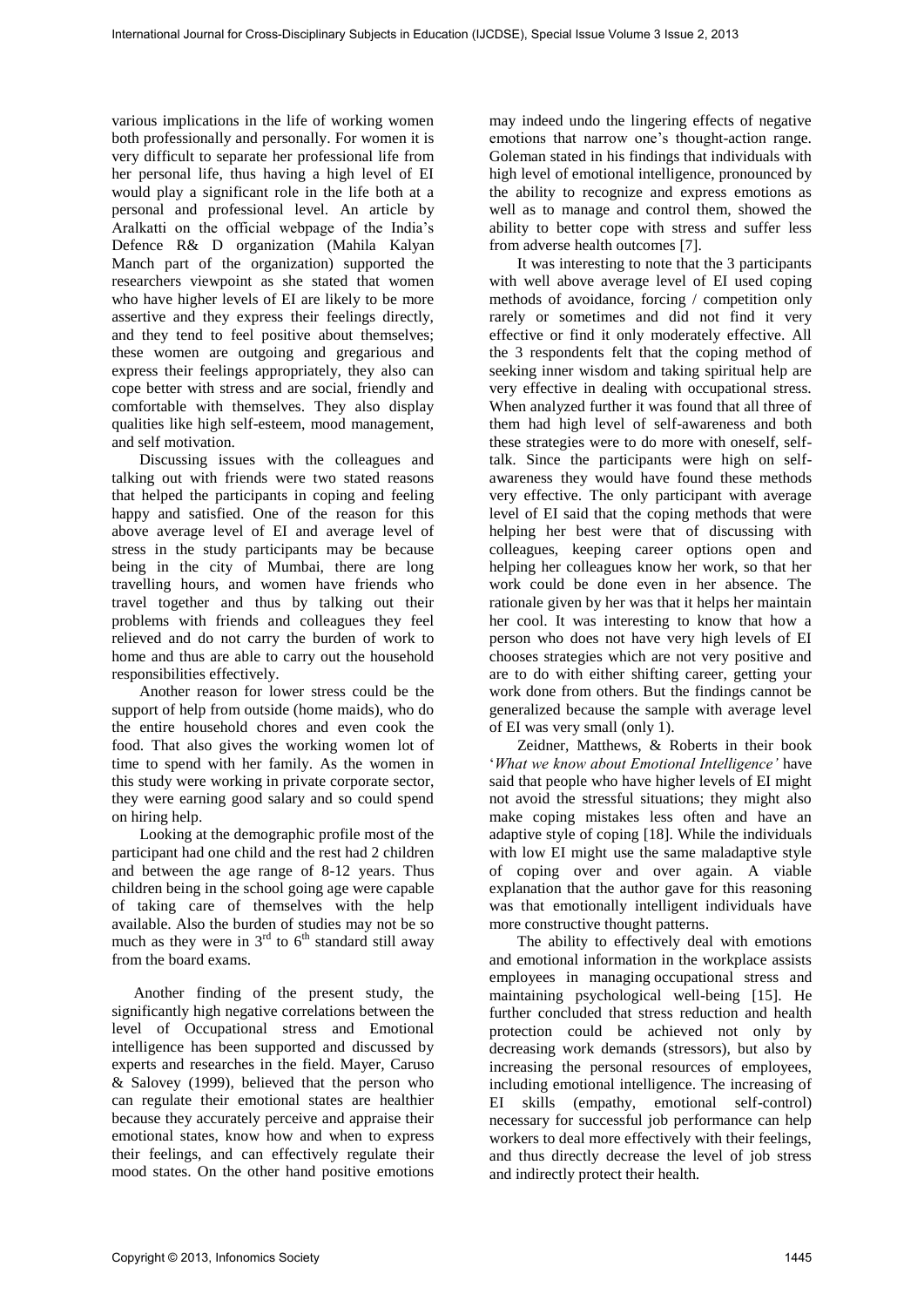various implications in the life of working women both professionally and personally. For women it is very difficult to separate her professional life from her personal life, thus having a high level of EI would play a significant role in the life both at a personal and professional level. An article by Aralkatti on the official webpage of the India's Defence R& D organization (Mahila Kalyan Manch part of the organization) supported the researchers viewpoint as she stated that women who have higher levels of EI are likely to be more assertive and they express their feelings directly, and they tend to feel positive about themselves; these women are outgoing and gregarious and express their feelings appropriately, they also can cope better with stress and are social, friendly and comfortable with themselves. They also display qualities like high self-esteem, mood management, and self motivation.

Discussing issues with the colleagues and talking out with friends were two stated reasons that helped the participants in coping and feeling happy and satisfied. One of the reason for this above average level of EI and average level of stress in the study participants may be because being in the city of Mumbai, there are long travelling hours, and women have friends who travel together and thus by talking out their problems with friends and colleagues they feel relieved and do not carry the burden of work to home and thus are able to carry out the household responsibilities effectively.

Another reason for lower stress could be the support of help from outside (home maids), who do the entire household chores and even cook the food. That also gives the working women lot of time to spend with her family. As the women in this study were working in private corporate sector, they were earning good salary and so could spend on hiring help.

Looking at the demographic profile most of the participant had one child and the rest had 2 children and between the age range of 8-12 years. Thus children being in the school going age were capable of taking care of themselves with the help available. Also the burden of studies may not be so much as they were in 3rd to 6th standard still away from the board exams.

Another finding of the present study, the significantly high negative correlations between the level of Occupational stress and Emotional intelligence has been supported and discussed by experts and researches in the field. Mayer, Caruso & Salovey (1999), believed that the person who can regulate their emotional states are healthier because they accurately perceive and appraise their emotional states, know how and when to express their feelings, and can effectively regulate their mood states. On the other hand positive emotions may indeed undo the lingering effects of negative emotions that narrow one's thought-action range. Goleman stated in his findings that individuals with high level of emotional intelligence, pronounced by the ability to recognize and express emotions as well as to manage and control them, showed the ability to better cope with stress and suffer less from adverse health outcomes [7].

It was interesting to note that the 3 participants with well above average level of EI used coping methods of avoidance, forcing / competition only rarely or sometimes and did not find it very effective or find it only moderately effective. All the 3 respondents felt that the coping method of seeking inner wisdom and taking spiritual help are very effective in dealing with occupational stress. When analyzed further it was found that all three of them had high level of self-awareness and both these strategies were to do more with oneself, self-talk. Since the participants were high on self-awareness they would have found these methods very effective. The only participant with average level of EI said that the coping methods that were helping her best were that of discussing with colleagues, keeping career options open and helping her colleagues know her work, so that her work could be done even in her absence. The rationale given by her was that it helps her maintain her cool. It was interesting to know that how a person who does not have very high levels of EI chooses strategies which are not very positive and are to do with either shifting career, getting your work done from others. But the findings cannot be generalized because the sample with average level of EI was very small (only 1).

Zeidner, Matthews, & Roberts in their book '*What we know about Emotional Intelligence'* have said that people who have higher levels of EI might not avoid the stressful situations; they might also make coping mistakes less often and have an adaptive style of coping [18]. While the individuals with low EI might use the same maladaptive style of coping over and over again. A viable explanation that the author gave for this reasoning was that emotionally intelligent individuals have more constructive thought patterns.

The ability to effectively deal with emotions and emotional information in the workplace assists employees in managing occupational stress and maintaining psychological well-being [15]. He further concluded that stress reduction and health protection could be achieved not only by decreasing work demands (stressors), but also by increasing the personal resources of employees, including emotional intelligence. The increasing of EI skills (empathy, emotional self-control) necessary for successful job performance can help workers to deal more effectively with their feelings, and thus directly decrease the level of job stress and indirectly protect their health.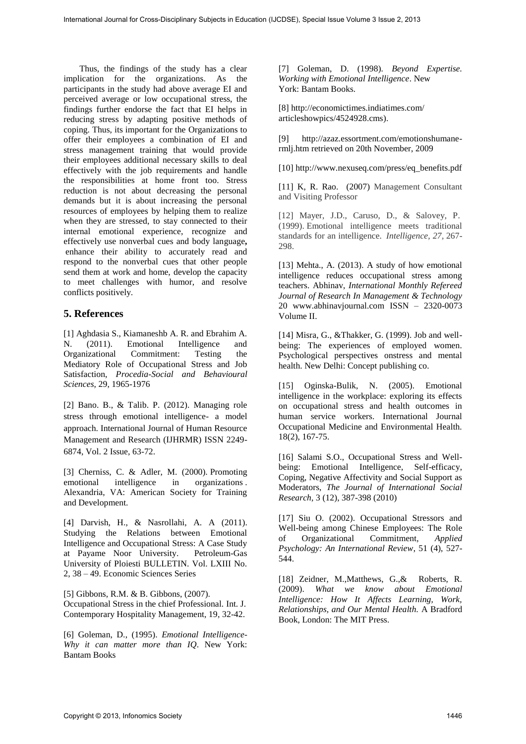Thus, the findings of the study has a clear implication for the organizations. As the participants in the study had above average EI and perceived average or low occupational stress, the findings further endorse the fact that EI helps in reducing stress by adapting positive methods of coping. Thus, its important for the Organizations to offer their employees a combination of EI and stress management training that would provide their employees additional necessary skills to deal effectively with the job requirements and handle the responsibilities at home front too. Stress reduction is not about decreasing the personal demands but it is about increasing the personal resources of employees by helping them to realize when they are stressed, to stay connected to their internal emotional experience, recognize and effectively use nonverbal cues and body language**,** enhance their ability to accurately read and respond to the nonverbal cues that other people send them at work and home, develop the capacity to meet challenges with humor, and resolve conflicts positively.

## 5. References

[1] Aghdasia S., Kiamaneshb A. R. and Ebrahim A. N. (2011). Emotional Intelligence and Organizational Commitment: Testing the Mediatory Role of Occupational Stress and Job Satisfaction, *Procedia-Social and Behavioural Sciences*, 29, 1965-1976

[2] Bano. B., & Talib. P. (2012). Managing role stress through emotional intelligence- a model approach. International Journal of Human Resource Management and Research (IJHRMR) ISSN 2249-6874, Vol. 2 Issue, 63-72.

[3] Cherniss, C. & Adler, M. (2000). Promoting emotional intelligence in organizations. Alexandria, VA: American Society for Training and Development.

[4] Darvish, H., & Nasrollahi, A. A (2011). Studying the Relations between Emotional Intelligence and Occupational Stress: A Case Study at Payame Noor University. Petroleum-Gas University of Ploiesti BULLETIN. Vol. LXIII No. 2, 38 – 49. Economic Sciences Series

[5] Gibbons, R.M. & B. Gibbons, (2007). Occupational Stress in the chief Professional. Int. J. Contemporary Hospitality Management, 19, 32-42.

[6] Goleman, D., (1995). *Emotional Intelligence-Why it can matter more than IQ*. New York: Bantam Books

[7] Goleman, D. (1998). *Beyond Expertise. Working with Emotional Intelligence*. New York: Bantam Books.

[8] http://economictimes.indiatimes.com/articleshowpics/4524928.cms).

[9] http://azaz.essortment.com/emotionshumane-rmlj.htm retrieved on 20th November, 2009

[10] http://www.nexuseq.com/press/eq_benefits.pdf

[11] K, R. Rao. (2007) Management Consultant and Visiting Professor

[12] Mayer, J.D., Caruso, D., & Salovey, P. (1999). Emotional intelligence meets traditional standards for an intelligence. *Intelligence, 27,* 267-298.

[13] Mehta., A. (2013). A study of how emotional intelligence reduces occupational stress among teachers. Abhinav, *International Monthly Refereed Journal of Research In Management & Technology* 20 www.abhinavjournal.com ISSN – 2320-0073 Volume II.

[14] Misra, G., &Thakker, G. (1999). Job and well-being: The experiences of employed women. Psychological perspectives onstress and mental health. New Delhi: Concept publishing co.

[15] Oginska-Bulik, N. (2005). Emotional intelligence in the workplace: exploring its effects on occupational stress and health outcomes in human service workers. International Journal Occupational Medicine and Environmental Health. 18(2), 167-75.

[16] Salami S.O., Occupational Stress and Well-being: Emotional Intelligence, Self-efficacy, Coping, Negative Affectivity and Social Support as Moderators, *The Journal of International Social Research,* 3 (12), 387-398 (2010)

[17] Siu O. (2002). Occupational Stressors and Well-being among Chinese Employees: The Role of Organizational Commitment, *Applied Psychology: An International Review*, 51 (4), 527-544.

[18] Zeidner, M.,Matthews, G.,& Roberts, R. (2009). *What we know about Emotional Intelligence: How It Affects Learning, Work, Relationships, and Our Mental Health.* A Bradford Book, London: The MIT Press.